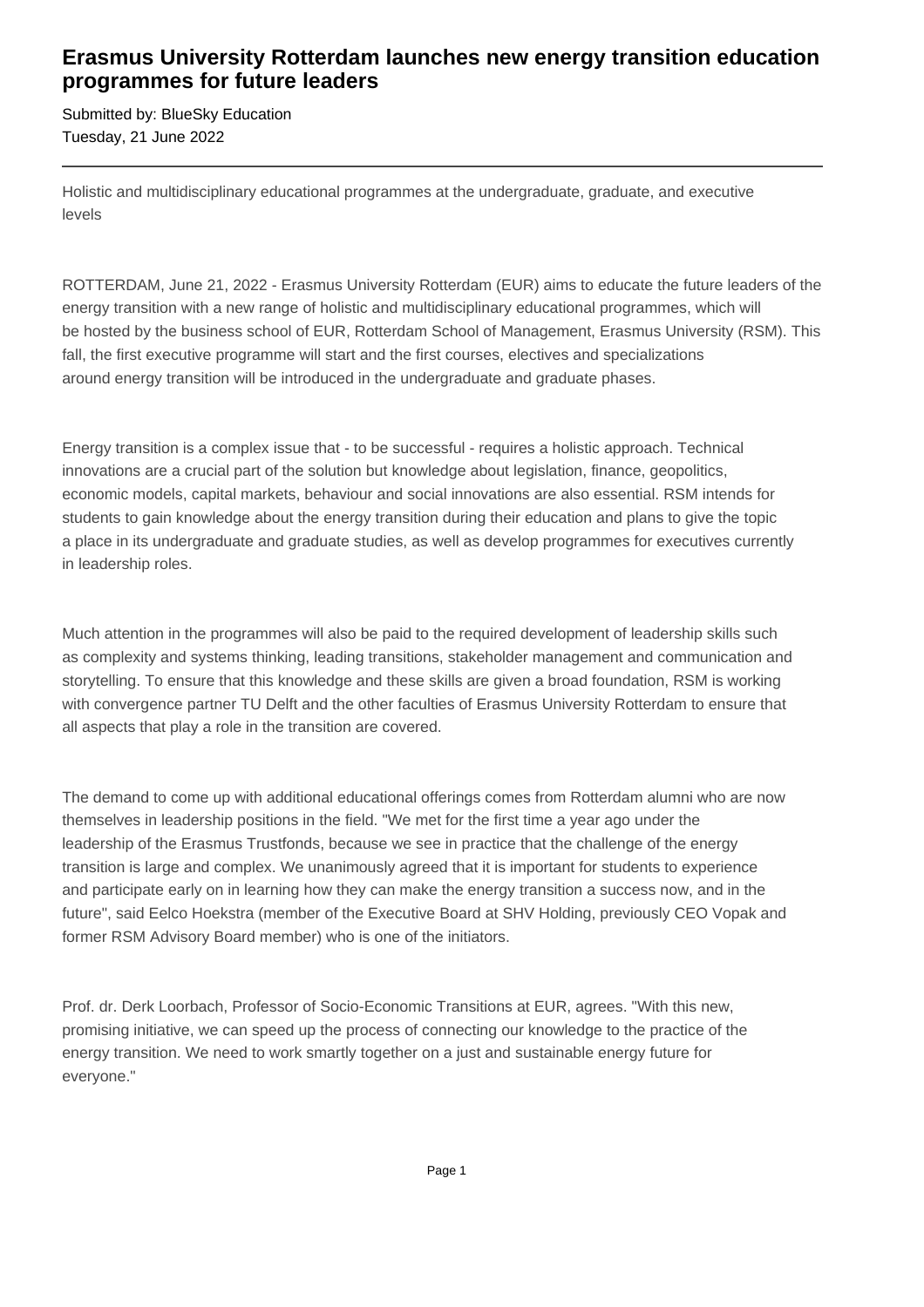# Erasmus University Rotterdam launches new energy transition education programmes for future leaders

Submitted by: BlueSky Education
Tuesday, 21 June 2022

Holistic and multidisciplinary educational programmes at the undergraduate, graduate, and executive levels

ROTTERDAM, June 21, 2022 - Erasmus University Rotterdam (EUR) aims to educate the future leaders of the energy transition with a new range of holistic and multidisciplinary educational programmes, which will be hosted by the business school of EUR, Rotterdam School of Management, Erasmus University (RSM). This fall, the first executive programme will start and the first courses, electives and specializations around energy transition will be introduced in the undergraduate and graduate phases.

Energy transition is a complex issue that - to be successful - requires a holistic approach. Technical innovations are a crucial part of the solution but knowledge about legislation, finance, geopolitics, economic models, capital markets, behaviour and social innovations are also essential. RSM intends for students to gain knowledge about the energy transition during their education and plans to give the topic a place in its undergraduate and graduate studies, as well as develop programmes for executives currently in leadership roles.

Much attention in the programmes will also be paid to the required development of leadership skills such as complexity and systems thinking, leading transitions, stakeholder management and communication and storytelling. To ensure that this knowledge and these skills are given a broad foundation, RSM is working with convergence partner TU Delft and the other faculties of Erasmus University Rotterdam to ensure that all aspects that play a role in the transition are covered.

The demand to come up with additional educational offerings comes from Rotterdam alumni who are now themselves in leadership positions in the field. "We met for the first time a year ago under the leadership of the Erasmus Trustfonds, because we see in practice that the challenge of the energy transition is large and complex. We unanimously agreed that it is important for students to experience and participate early on in learning how they can make the energy transition a success now, and in the future", said Eelco Hoekstra (member of the Executive Board at SHV Holding, previously CEO Vopak and former RSM Advisory Board member) who is one of the initiators.

Prof. dr. Derk Loorbach, Professor of Socio-Economic Transitions at EUR, agrees. "With this new, promising initiative, we can speed up the process of connecting our knowledge to the practice of the energy transition. We need to work smartly together on a just and sustainable energy future for everyone."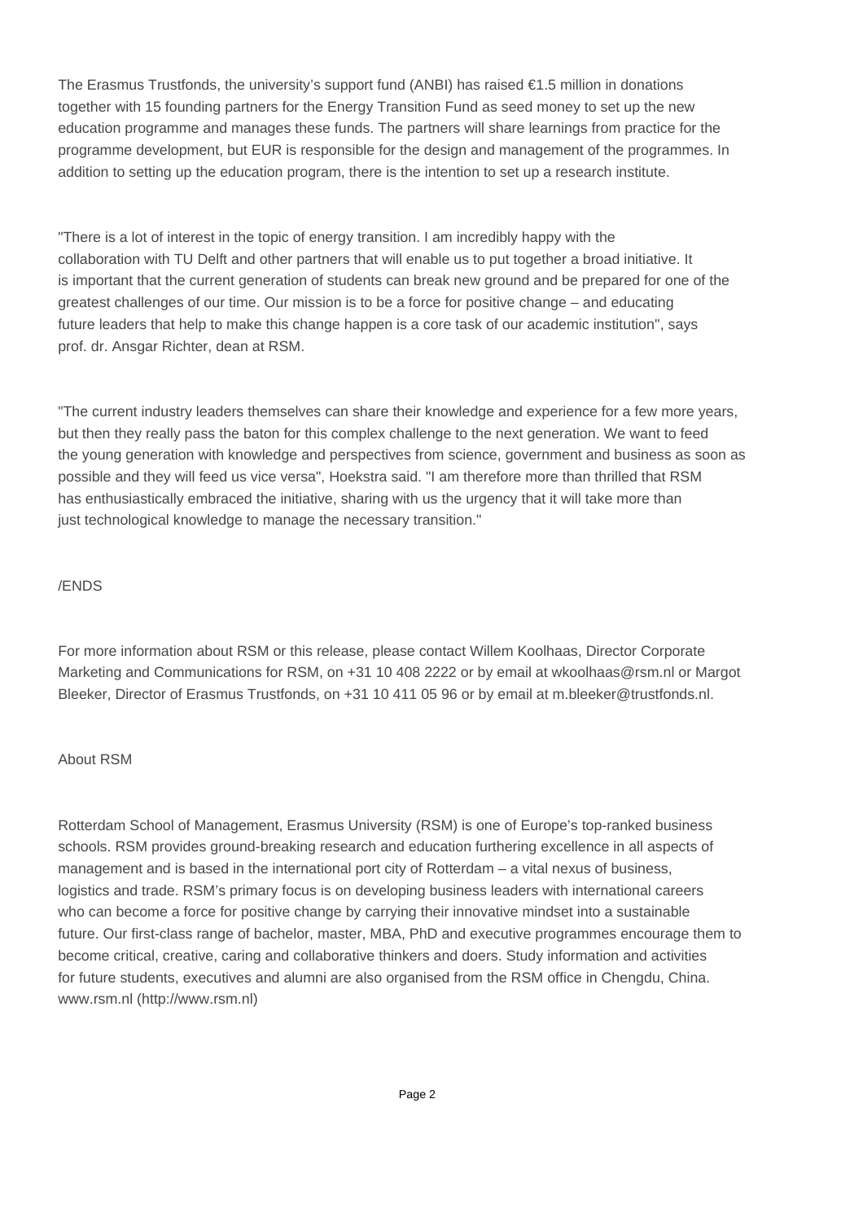The Erasmus Trustfonds, the university's support fund (ANBI) has raised €1.5 million in donations together with 15 founding partners for the Energy Transition Fund as seed money to set up the new education programme and manages these funds. The partners will share learnings from practice for the programme development, but EUR is responsible for the design and management of the programmes. In addition to setting up the education program, there is the intention to set up a research institute.

"There is a lot of interest in the topic of energy transition. I am incredibly happy with the collaboration with TU Delft and other partners that will enable us to put together a broad initiative. It is important that the current generation of students can break new ground and be prepared for one of the greatest challenges of our time. Our mission is to be a force for positive change – and educating future leaders that help to make this change happen is a core task of our academic institution", says prof. dr. Ansgar Richter, dean at RSM.

"The current industry leaders themselves can share their knowledge and experience for a few more years, but then they really pass the baton for this complex challenge to the next generation. We want to feed the young generation with knowledge and perspectives from science, government and business as soon as possible and they will feed us vice versa", Hoekstra said. "I am therefore more than thrilled that RSM has enthusiastically embraced the initiative, sharing with us the urgency that it will take more than just technological knowledge to manage the necessary transition."

/ENDS

For more information about RSM or this release, please contact Willem Koolhaas, Director Corporate Marketing and Communications for RSM, on +31 10 408 2222 or by email at wkoolhaas@rsm.nl or Margot Bleeker, Director of Erasmus Trustfonds, on +31 10 411 05 96 or by email at m.bleeker@trustfonds.nl.

About RSM

Rotterdam School of Management, Erasmus University (RSM) is one of Europe's top-ranked business schools. RSM provides ground-breaking research and education furthering excellence in all aspects of management and is based in the international port city of Rotterdam – a vital nexus of business, logistics and trade. RSM's primary focus is on developing business leaders with international careers who can become a force for positive change by carrying their innovative mindset into a sustainable future. Our first-class range of bachelor, master, MBA, PhD and executive programmes encourage them to become critical, creative, caring and collaborative thinkers and doers. Study information and activities for future students, executives and alumni are also organised from the RSM office in Chengdu, China. www.rsm.nl (http://www.rsm.nl)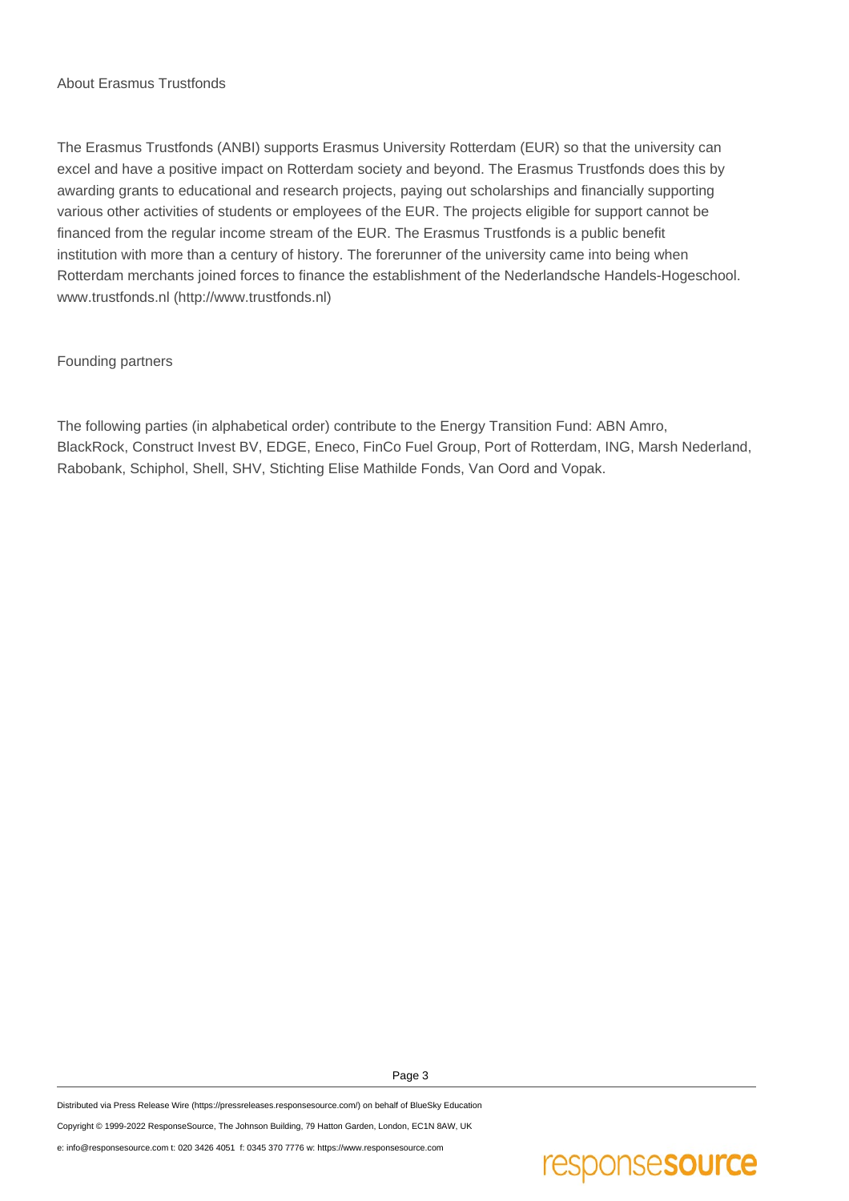## About Erasmus Trustfonds

The Erasmus Trustfonds (ANBI) supports Erasmus University Rotterdam (EUR) so that the university can excel and have a positive impact on Rotterdam society and beyond. The Erasmus Trustfonds does this by awarding grants to educational and research projects, paying out scholarships and financially supporting various other activities of students or employees of the EUR. The projects eligible for support cannot be financed from the regular income stream of the EUR. The Erasmus Trustfonds is a public benefit institution with more than a century of history. The forerunner of the university came into being when Rotterdam merchants joined forces to finance the establishment of the Nederlandsche Handels-Hogeschool. www.trustfonds.nl (http://www.trustfonds.nl)

## Founding partners

The following parties (in alphabetical order) contribute to the Energy Transition Fund: ABN Amro, BlackRock, Construct Invest BV, EDGE, Eneco, FinCo Fuel Group, Port of Rotterdam, ING, Marsh Nederland, Rabobank, Schiphol, Shell, SHV, Stichting Elise Mathilde Fonds, Van Oord and Vopak.